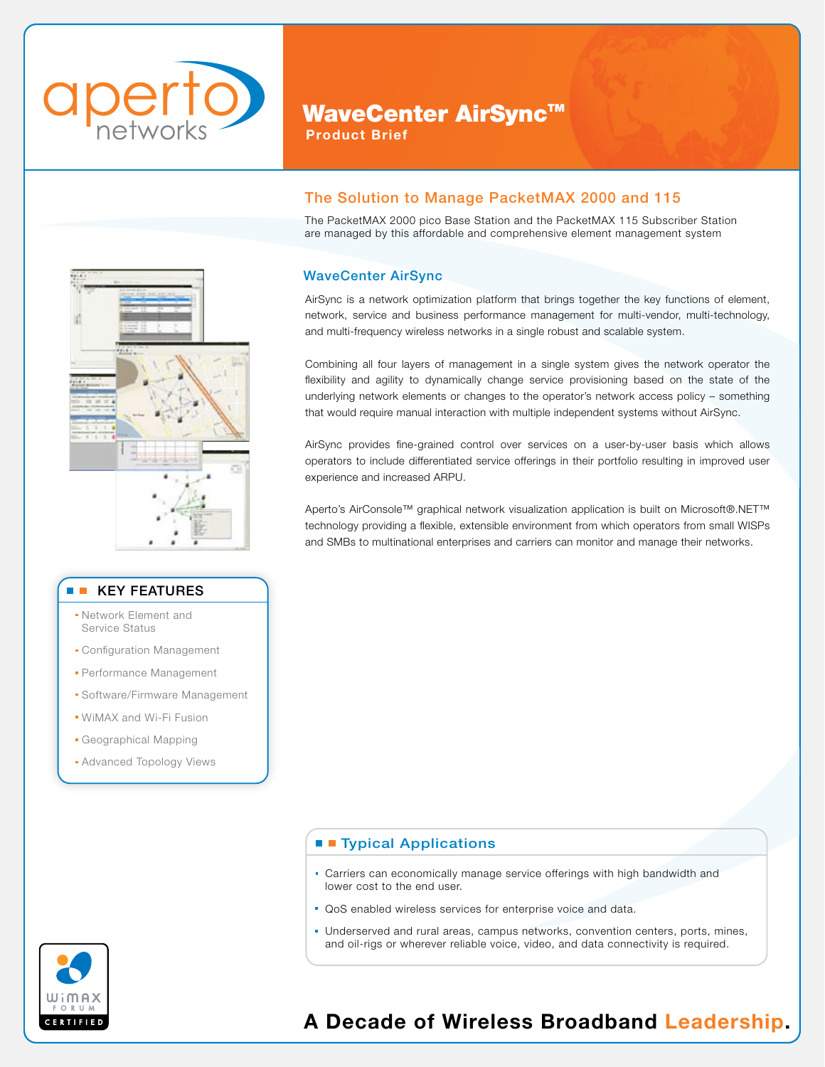aperto networks

# WaveCenter AirSync™

**Product Brief**

## The Solution to Manage PacketMAX 2000 and 115

The PacketMAX 2000 pico Base Station and the PacketMAX 115 Subscriber Station are managed by this affordable and comprehensive element management system

### WaveCenter AirSync

AirSync is a network optimization platform that brings together the key functions of element, network, service and business performance management for multi-vendor, multi-technology, and multi-frequency wireless networks in a single robust and scalable system.

Combining all four layers of management in a single system gives the network operator the flexibility and agility to dynamically change service provisioning based on the state of the underlying network elements or changes to the operator's network access policy – something that would require manual interaction with multiple independent systems without AirSync.

AirSync provides fine-grained control over services on a user-by-user basis which allows operators to include differentiated service offerings in their portfolio resulting in improved user experience and increased ARPU.

Aperto's AirConsole™ graphical network visualization application is built on Microsoft®.NET™ technology providing a flexible, extensible environment from which operators from small WISPs and SMBs to multinational enterprises and carriers can monitor and manage their networks.

### KEY FEATURES

- Network Element and Service Status
- Configuration Management
- Performance Management
- Software/Firmware Management
- WiMAX and Wi-Fi Fusion
- Geographical Mapping
- Advanced Topology Views

### Typical Applications

- Carriers can economically manage service offerings with high bandwidth and lower cost to the end user.
- QoS enabled wireless services for enterprise voice and data.
- Underserved and rural areas, campus networks, convention centers, ports, mines, and oil-rigs or wherever reliable voice, video, and data connectivity is required.

WiMAX FORUM CERTIFIED

**A Decade of Wireless Broadband Leadership.**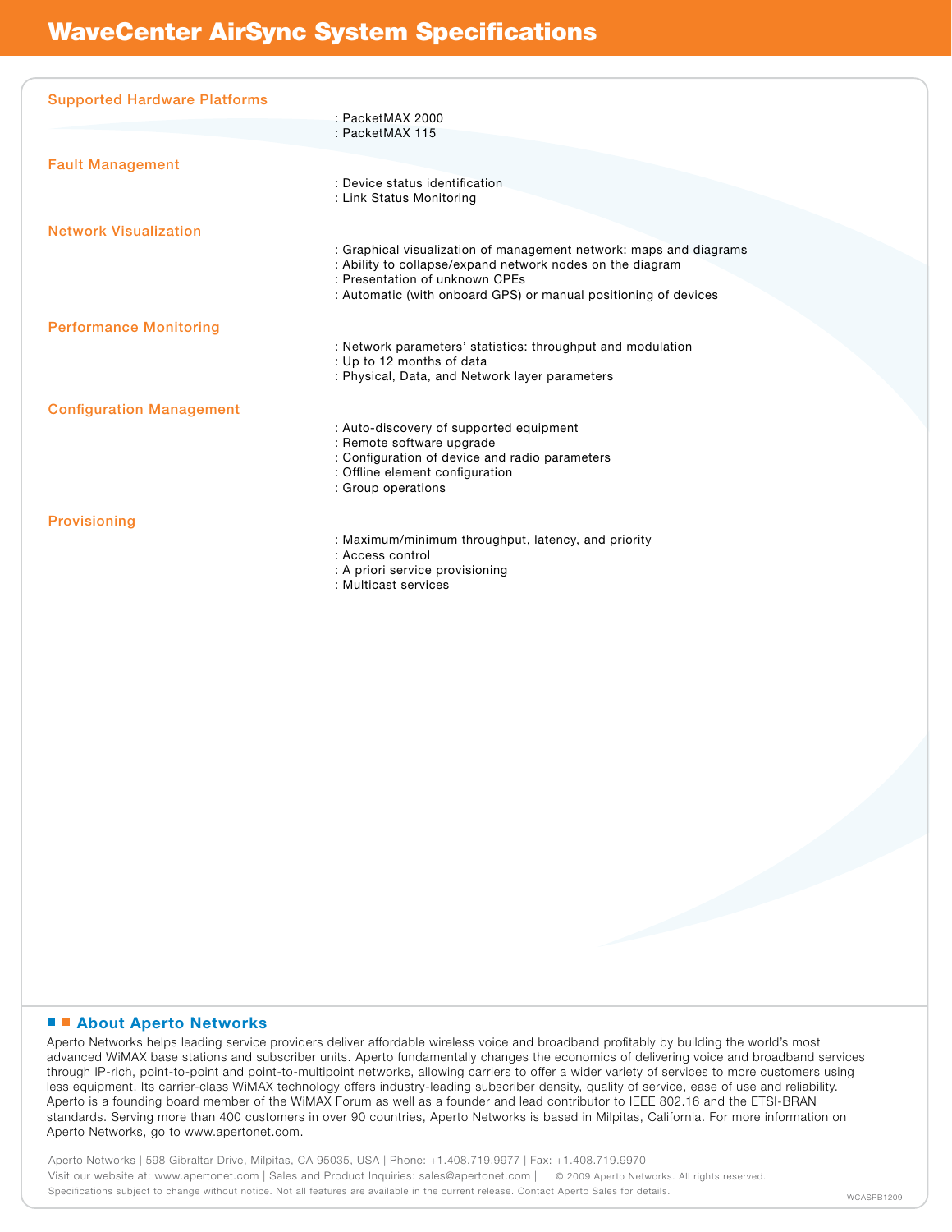# WaveCenter AirSync System Specifications

## Supported Hardware Platforms

: PacketMAX 2000
: PacketMAX 115

## Fault Management

: Device status identification
: Link Status Monitoring

## Network Visualization

: Graphical visualization of management network: maps and diagrams
: Ability to collapse/expand network nodes on the diagram
: Presentation of unknown CPEs
: Automatic (with onboard GPS) or manual positioning of devices

## Performance Monitoring

: Network parameters' statistics: throughput and modulation
: Up to 12 months of data
: Physical, Data, and Network layer parameters

## Configuration Management

: Auto-discovery of supported equipment
: Remote software upgrade
: Configuration of device and radio parameters
: Offline element configuration
: Group operations

## Provisioning

: Maximum/minimum throughput, latency, and priority
: Access control
: A priori service provisioning
: Multicast services

## About Aperto Networks

Aperto Networks helps leading service providers deliver affordable wireless voice and broadband profitably by building the world's most advanced WiMAX base stations and subscriber units. Aperto fundamentally changes the economics of delivering voice and broadband services through IP-rich, point-to-point and point-to-multipoint networks, allowing carriers to offer a wider variety of services to more customers using less equipment. Its carrier-class WiMAX technology offers industry-leading subscriber density, quality of service, ease of use and reliability. Aperto is a founding board member of the WiMAX Forum as well as a founder and lead contributor to IEEE 802.16 and the ETSI-BRAN standards. Serving more than 400 customers in over 90 countries, Aperto Networks is based in Milpitas, California. For more information on Aperto Networks, go to www.apertonet.com.

Aperto Networks | 598 Gibraltar Drive, Milpitas, CA 95035, USA | Phone: +1.408.719.9977 | Fax: +1.408.719.9970
Visit our website at: www.apertonet.com | Sales and Product Inquiries: sales@apertonet.com | © 2009 Aperto Networks. All rights reserved.
Specifications subject to change without notice. Not all features are available in the current release. Contact Aperto Sales for details.

WCASPB1209